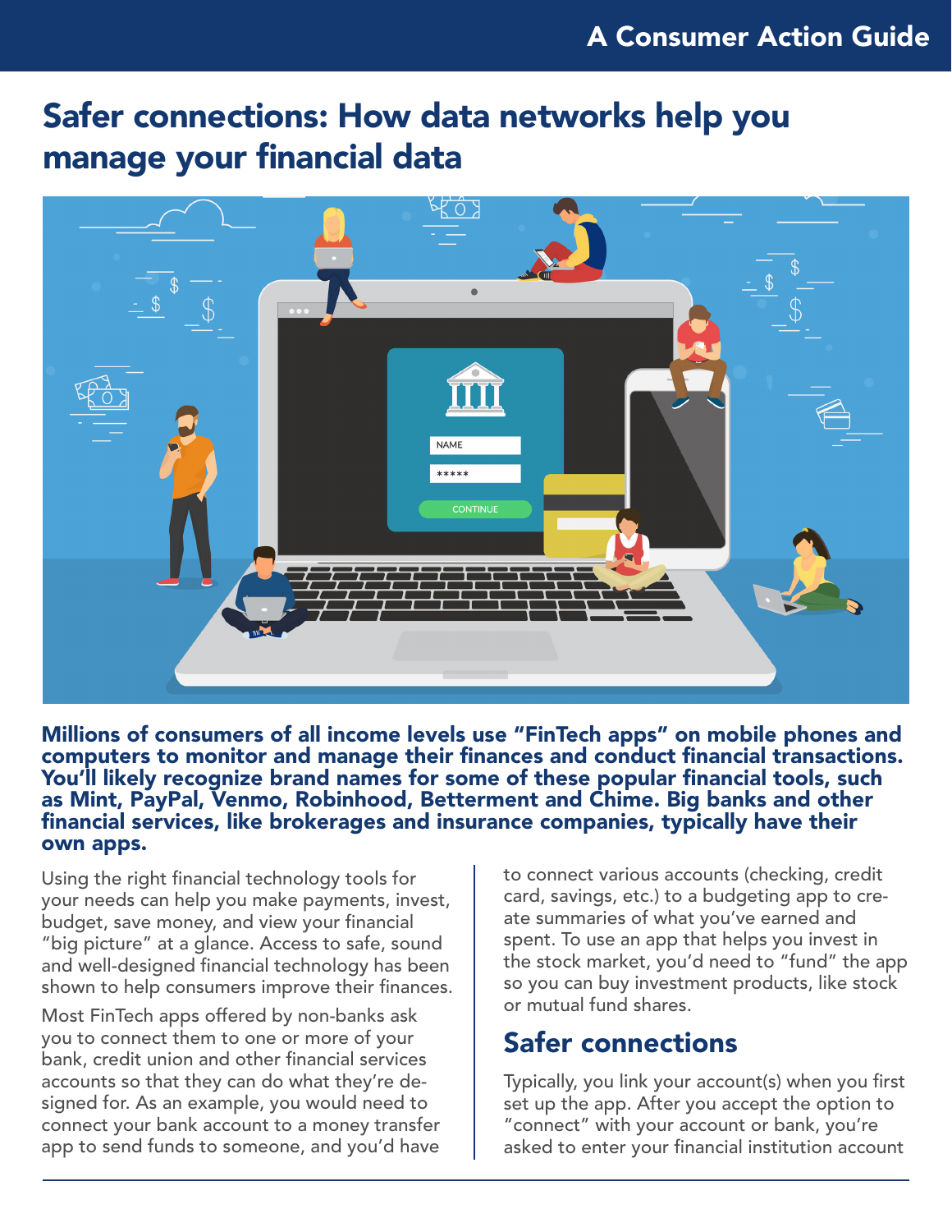A Consumer Action Guide

# Safer connections: How data networks help you manage your financial data

**Millions of consumers of all income levels use "FinTech apps" on mobile phones and computers to monitor and manage their finances and conduct financial transactions. You'll likely recognize brand names for some of these popular financial tools, such as Mint, PayPal, Venmo, Robinhood, Betterment and Chime. Big banks and other financial services, like brokerages and insurance companies, typically have their own apps.**

Using the right financial technology tools for your needs can help you make payments, invest, budget, save money, and view your financial "big picture" at a glance. Access to safe, sound and well-designed financial technology has been shown to help consumers improve their finances.

Most FinTech apps offered by non-banks ask you to connect them to one or more of your bank, credit union and other financial services accounts so that they can do what they're designed for. As an example, you would need to connect your bank account to a money transfer app to send funds to someone, and you'd have to connect various accounts (checking, credit card, savings, etc.) to a budgeting app to create summaries of what you've earned and spent. To use an app that helps you invest in the stock market, you'd need to "fund" the app so you can buy investment products, like stock or mutual fund shares.

## Safer connections

Typically, you link your account(s) when you first set up the app. After you accept the option to "connect" with your account or bank, you're asked to enter your financial institution account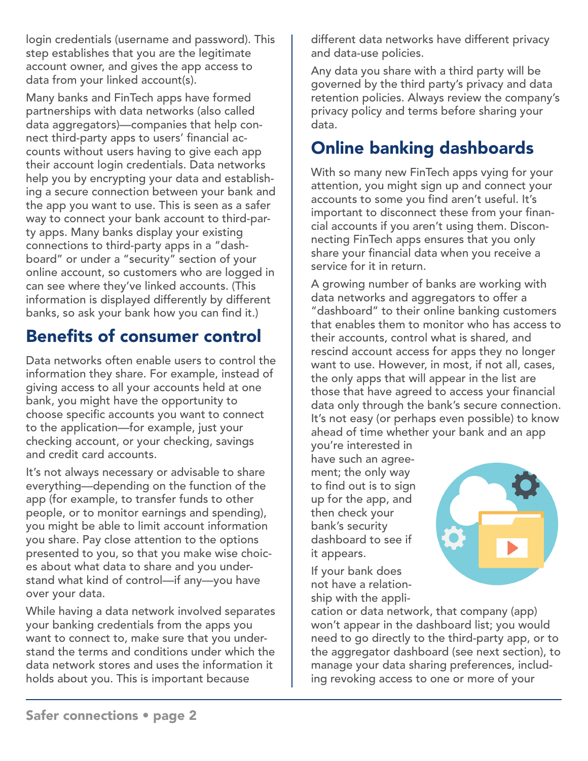login credentials (username and password). This step establishes that you are the legitimate account owner, and gives the app access to data from your linked account(s).

Many banks and FinTech apps have formed partnerships with data networks (also called data aggregators)—companies that help connect third-party apps to users' financial accounts without users having to give each app their account login credentials. Data networks help you by encrypting your data and establishing a secure connection between your bank and the app you want to use. This is seen as a safer way to connect your bank account to third-party apps. Many banks display your existing connections to third-party apps in a "dashboard" or under a "security" section of your online account, so customers who are logged in can see where they've linked accounts. (This information is displayed differently by different banks, so ask your bank how you can find it.)

## Benefits of consumer control

Data networks often enable users to control the information they share. For example, instead of giving access to all your accounts held at one bank, you might have the opportunity to choose specific accounts you want to connect to the application—for example, just your checking account, or your checking, savings and credit card accounts.

It's not always necessary or advisable to share everything—depending on the function of the app (for example, to transfer funds to other people, or to monitor earnings and spending), you might be able to limit account information you share. Pay close attention to the options presented to you, so that you make wise choices about what data to share and you understand what kind of control—if any—you have over your data.

While having a data network involved separates your banking credentials from the apps you want to connect to, make sure that you understand the terms and conditions under which the data network stores and uses the information it holds about you. This is important because different data networks have different privacy and data-use policies.

Any data you share with a third party will be governed by the third party's privacy and data retention policies. Always review the company's privacy policy and terms before sharing your data.

## Online banking dashboards

With so many new FinTech apps vying for your attention, you might sign up and connect your accounts to some you find aren't useful. It's important to disconnect these from your financial accounts if you aren't using them. Disconnecting FinTech apps ensures that you only share your financial data when you receive a service for it in return.

A growing number of banks are working with data networks and aggregators to offer a "dashboard" to their online banking customers that enables them to monitor who has access to their accounts, control what is shared, and rescind account access for apps they no longer want to use. However, in most, if not all, cases, the only apps that will appear in the list are those that have agreed to access your financial data only through the bank's secure connection. It's not easy (or perhaps even possible) to know ahead of time whether your bank and an app you're interested in have such an agreement; the only way to find out is to sign up for the app, and then check your bank's security dashboard to see if it appears.

If your bank does not have a relationship with the application or data network, that company (app) won't appear in the dashboard list; you would need to go directly to the third-party app, or to the aggregator dashboard (see next section), to manage your data sharing preferences, including revoking access to one or more of your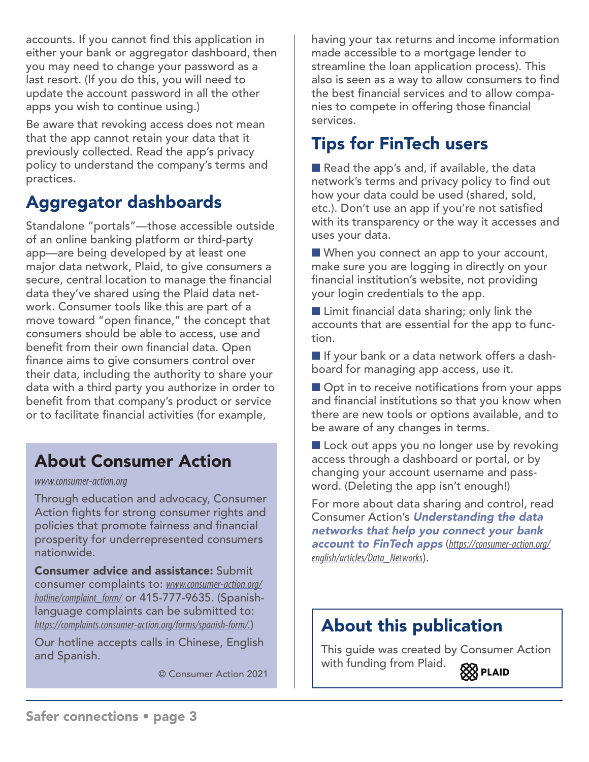accounts. If you cannot find this application in either your bank or aggregator dashboard, then you may need to change your password as a last resort. (If you do this, you will need to update the account password in all the other apps you wish to continue using.)

Be aware that revoking access does not mean that the app cannot retain your data that it previously collected. Read the app's privacy policy to understand the company's terms and practices.

## Aggregator dashboards

Standalone "portals"—those accessible outside of an online banking platform or third-party app—are being developed by at least one major data network, Plaid, to give consumers a secure, central location to manage the financial data they've shared using the Plaid data network. Consumer tools like this are part of a move toward "open finance," the concept that consumers should be able to access, use and benefit from their own financial data. Open finance aims to give consumers control over their data, including the authority to share your data with a third party you authorize in order to benefit from that company's product or service or to facilitate financial activities (for example, having your tax returns and income information made accessible to a mortgage lender to streamline the loan application process). This also is seen as a way to allow consumers to find the best financial services and to allow companies to compete in offering those financial services.

## Tips for FinTech users

- Read the app's and, if available, the data network's terms and privacy policy to find out how your data could be used (shared, sold, etc.). Don't use an app if you're not satisfied with its transparency or the way it accesses and uses your data.
- When you connect an app to your account, make sure you are logging in directly on your financial institution's website, not providing your login credentials to the app.
- Limit financial data sharing; only link the accounts that are essential for the app to function.
- If your bank or a data network offers a dashboard for managing app access, use it.
- Opt in to receive notifications from your apps and financial institutions so that you know when there are new tools or options available, and to be aware of any changes in terms.
- Lock out apps you no longer use by revoking access through a dashboard or portal, or by changing your account username and password. (Deleting the app isn't enough!)

For more about data sharing and control, read Consumer Action's ***Understanding the data networks that help you connect your bank account to FinTech apps*** (https://consumer-action.org/english/articles/Data_Networks).

## About Consumer Action

www.consumer-action.org

Through education and advocacy, Consumer Action fights for strong consumer rights and policies that promote fairness and financial prosperity for underrepresented consumers nationwide.

**Consumer advice and assistance:** Submit consumer complaints to: www.consumer-action.org/hotline/complaint_form/ or 415-777-9635. (Spanish-language complaints can be submitted to: https://complaints.consumer-action.org/forms/spanish-form/.)

Our hotline accepts calls in Chinese, English and Spanish.

© Consumer Action 2021

## About this publication

This guide was created by Consumer Action with funding from Plaid.

PLAID